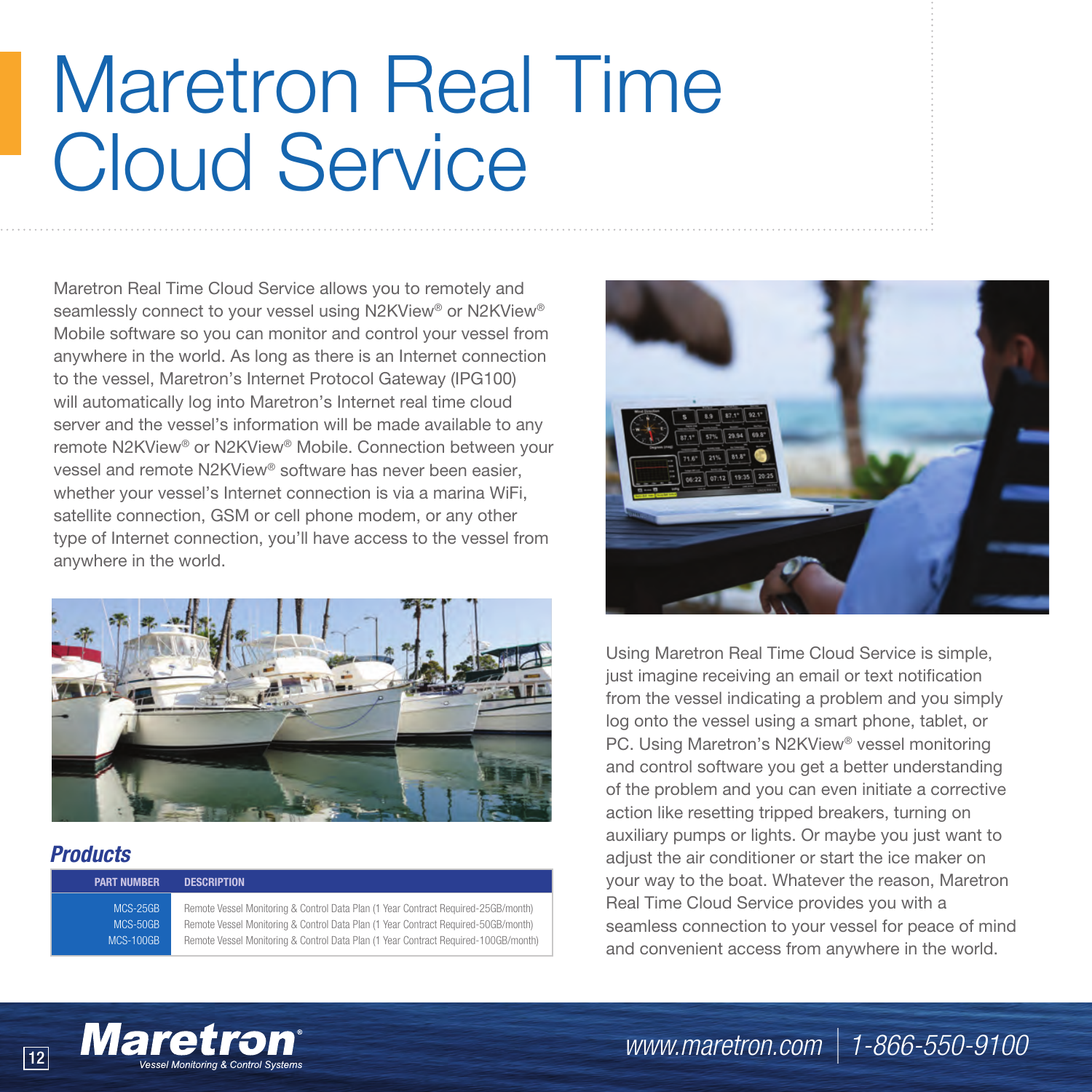# Maretron Real Time Cloud Service

Maretron Real Time Cloud Service allows you to remotely and seamlessly connect to your vessel using N2KView® or N2KView® Mobile software so you can monitor and control your vessel from anywhere in the world. As long as there is an Internet connection to the vessel, Maretron's Internet Protocol Gateway (IPG100) will automatically log into Maretron's Internet real time cloud server and the vessel's information will be made available to any remote N2KView® or N2KView® Mobile. Connection between your vessel and remote N2KView® software has never been easier, whether your vessel's Internet connection is via a marina WiFi, satellite connection, GSM or cell phone modem, or any other type of Internet connection, you'll have access to the vessel from anywhere in the world.

## *Products*

| PART NUMBER | DESCRIPTION |
| --- | --- |
| MCS-25GB | Remote Vessel Monitoring & Control Data Plan (1 Year Contract Required-25GB/month) |
| MCS-50GB | Remote Vessel Monitoring & Control Data Plan (1 Year Contract Required-50GB/month) |
| MCS-100GB | Remote Vessel Monitoring & Control Data Plan (1 Year Contract Required-100GB/month) |

Using Maretron Real Time Cloud Service is simple, just imagine receiving an email or text notification from the vessel indicating a problem and you simply log onto the vessel using a smart phone, tablet, or PC. Using Maretron's N2KView® vessel monitoring and control software you get a better understanding of the problem and you can even initiate a corrective action like resetting tripped breakers, turning on auxiliary pumps or lights. Or maybe you just want to adjust the air conditioner or start the ice maker on your way to the boat. Whatever the reason, Maretron Real Time Cloud Service provides you with a seamless connection to your vessel for peace of mind and convenient access from anywhere in the world.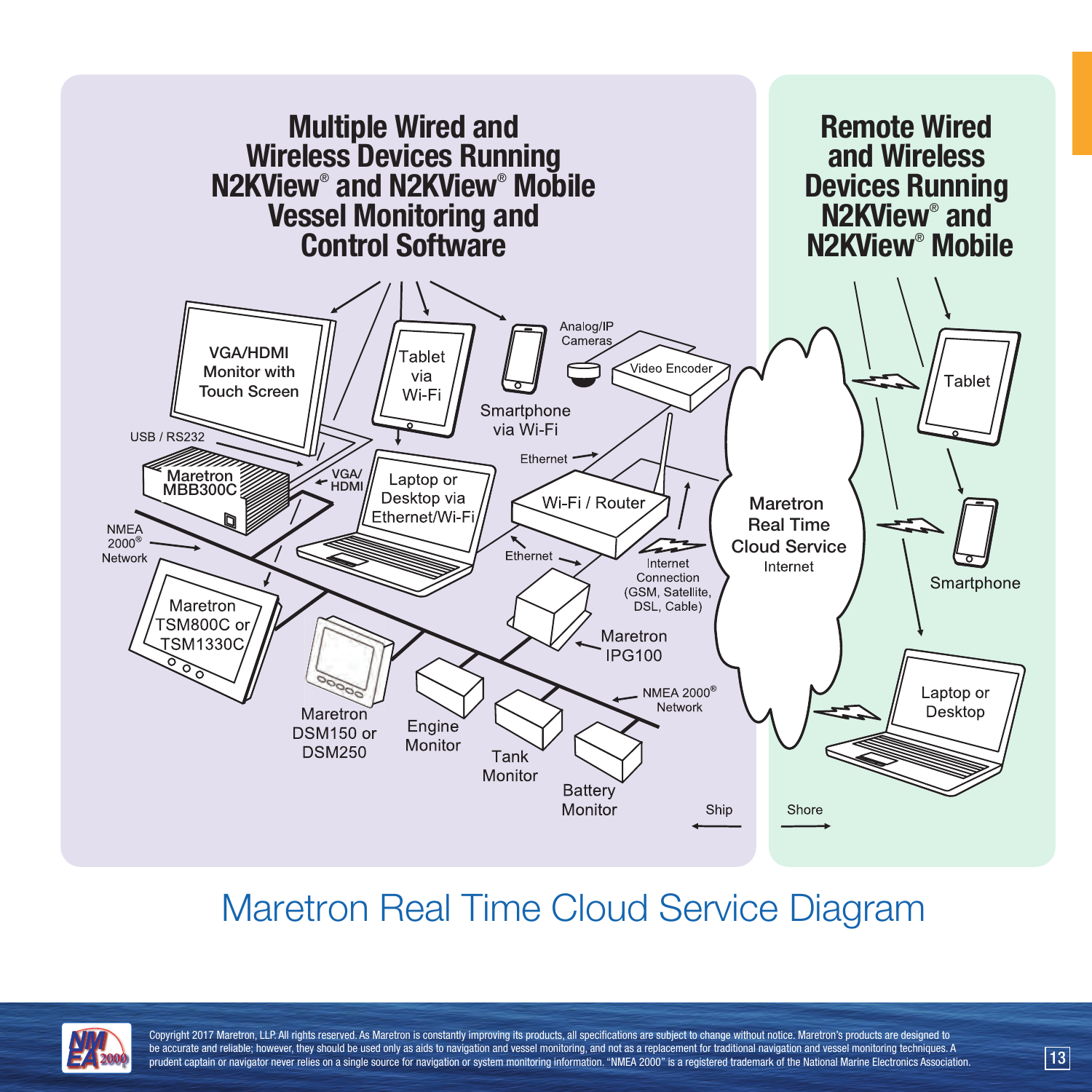## Multiple Wired and Wireless Devices Running N2KView® and N2KView® Mobile Vessel Monitoring and Control Software

## Remote Wired and Wireless Devices Running N2KView® and N2KView® Mobile

VGA/HDMI Monitor with Touch Screen

Tablet via Wi-Fi

Smartphone via Wi-Fi

Analog/IP Cameras

Video Encoder

USB / RS232

Maretron MBB300C

VGA/ HDMI

Laptop or Desktop via Ethernet/Wi-Fi

Ethernet

Wi-Fi / Router

NMEA 2000® Network

Ethernet

Internet Connection (GSM, Satellite, DSL, Cable)

Maretron TSM800C or TSM1330C

Maretron IPG100

Maretron Real Time Cloud Service

Internet

Maretron DSM150 or DSM250

Engine Monitor

Tank Monitor

Battery Monitor

NMEA 2000® Network

Ship

Shore

Tablet

Smartphone

Laptop or Desktop

# Maretron Real Time Cloud Service Diagram

Copyright 2017 Maretron, LLP. All rights reserved. As Maretron is constantly improving its products, all specifications are subject to change without notice. Maretron's products are designed to be accurate and reliable; however, they should be used only as aids to navigation and vessel monitoring, and not as a replacement for traditional navigation and vessel monitoring techniques. A prudent captain or navigator never relies on a single source for navigation or system monitoring information. "NMEA 2000" is a registered trademark of the National Marine Electronics Association.